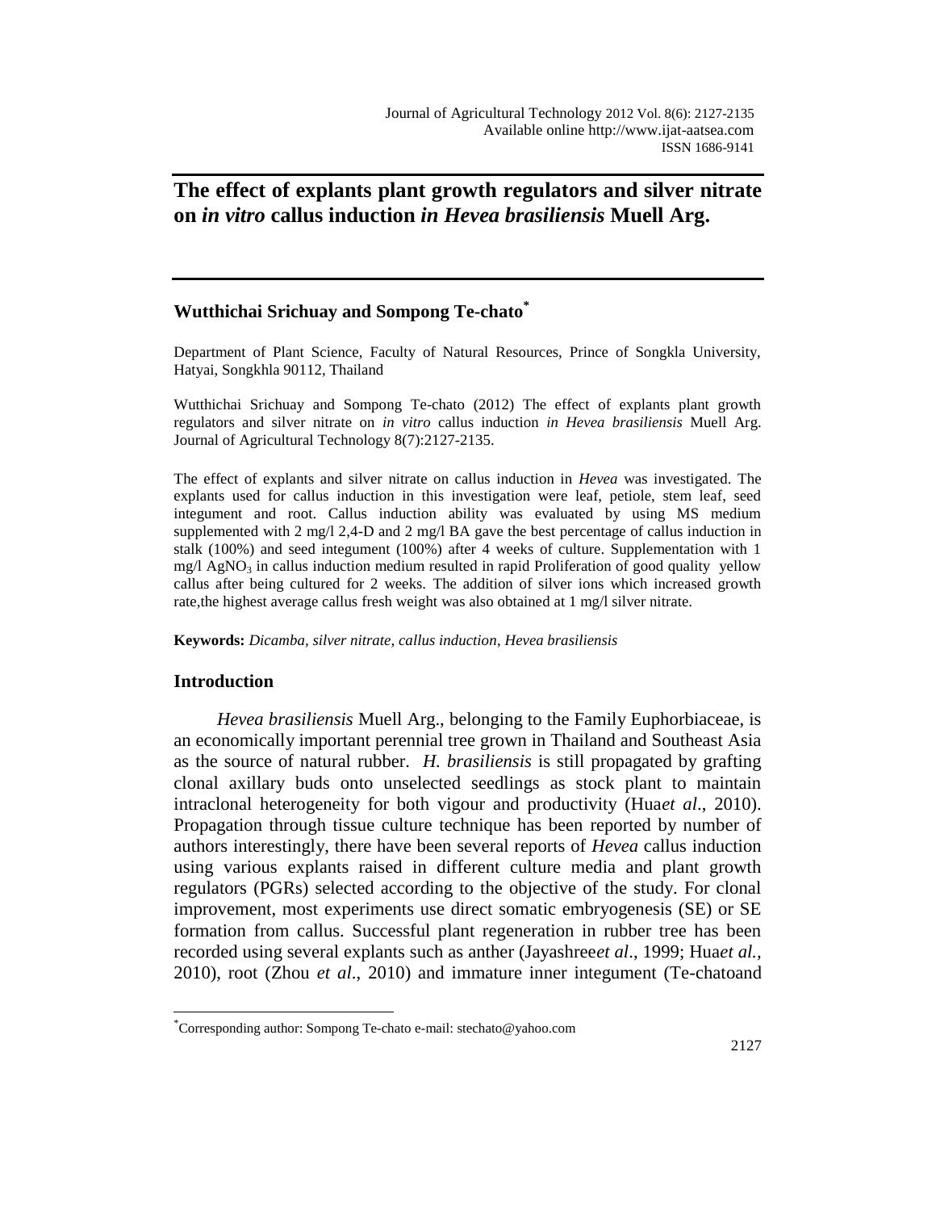# The effect of explants plant growth regulators and silver nitrate on *in vitro* callus induction *in Hevea brasiliensis* Muell Arg.

**Wutthichai Srichuay and Sompong Te-chato**[*]

Department of Plant Science, Faculty of Natural Resources, Prince of Songkla University, Hatyai, Songkhla 90112, Thailand

Wutthichai Srichuay and Sompong Te-chato (2012) The effect of explants plant growth regulators and silver nitrate on *in vitro* callus induction *in Hevea brasiliensis* Muell Arg. Journal of Agricultural Technology 8(7):2127-2135.

The effect of explants and silver nitrate on callus induction in *Hevea* was investigated. The explants used for callus induction in this investigation were leaf, petiole, stem leaf, seed integument and root. Callus induction ability was evaluated by using MS medium supplemented with 2 mg/l 2,4-D and 2 mg/l BA gave the best percentage of callus induction in stalk (100%) and seed integument (100%) after 4 weeks of culture. Supplementation with 1 mg/l $AgNO_3$ in callus induction medium resulted in rapid Proliferation of good quality yellow callus after being cultured for 2 weeks. The addition of silver ions which increased growth rate,the highest average callus fresh weight was also obtained at 1 mg/l silver nitrate.

**Keywords:** *Dicamba, silver nitrate, callus induction, Hevea brasiliensis*

## Introduction

*Hevea brasiliensis* Muell Arg., belonging to the Family Euphorbiaceae, is an economically important perennial tree grown in Thailand and Southeast Asia as the source of natural rubber. *H. brasiliensis* is still propagated by grafting clonal axillary buds onto unselected seedlings as stock plant to maintain intraclonal heterogeneity for both vigour and productivity (Hua*et al*., 2010). Propagation through tissue culture technique has been reported by number of authors interestingly, there have been several reports of *Hevea* callus induction using various explants raised in different culture media and plant growth regulators (PGRs) selected according to the objective of the study. For clonal improvement, most experiments use direct somatic embryogenesis (SE) or SE formation from callus. Successful plant regeneration in rubber tree has been recorded using several explants such as anther (Jayashree*et al*., 1999; Hua*et al.,* 2010), root (Zhou *et al*., 2010) and immature inner integument (Te-chatoand

[*]Corresponding author: Sompong Te-chato e-mail: stechato@yahoo.com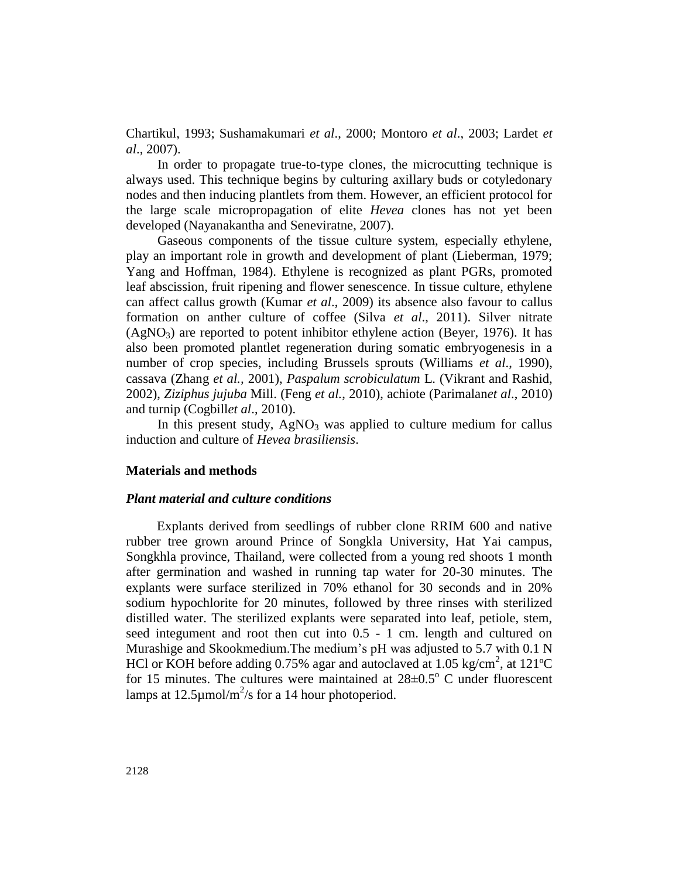Chartikul, 1993; Sushamakumari *et al*., 2000; Montoro *et al*., 2003; Lardet *et al*., 2007).

In order to propagate true-to-type clones, the microcutting technique is always used. This technique begins by culturing axillary buds or cotyledonary nodes and then inducing plantlets from them. However, an efficient protocol for the large scale micropropagation of elite *Hevea* clones has not yet been developed (Nayanakantha and Seneviratne, 2007).

Gaseous components of the tissue culture system, especially ethylene, play an important role in growth and development of plant (Lieberman, 1979; Yang and Hoffman, 1984). Ethylene is recognized as plant PGRs, promoted leaf abscission, fruit ripening and flower senescence. In tissue culture, ethylene can affect callus growth (Kumar *et al*., 2009) its absence also favour to callus formation on anther culture of coffee (Silva *et al*., 2011). Silver nitrate ($AgNO_3$) are reported to potent inhibitor ethylene action (Beyer, 1976). It has also been promoted plantlet regeneration during somatic embryogenesis in a number of crop species, including Brussels sprouts (Williams *et al*., 1990), cassava (Zhang *et al.*, 2001), *Paspalum scrobiculatum* L. (Vikrant and Rashid, 2002), *Ziziphus jujuba* Mill. (Feng *et al.*, 2010), achiote (Parimalan*et al*., 2010) and turnip (Cogbill*et al*., 2010).

In this present study, $AgNO_3$ was applied to culture medium for callus induction and culture of *Hevea brasiliensis*.

## Materials and methods

### *Plant material and culture conditions*

Explants derived from seedlings of rubber clone RRIM 600 and native rubber tree grown around Prince of Songkla University, Hat Yai campus, Songkhla province, Thailand, were collected from a young red shoots 1 month after germination and washed in running tap water for 20-30 minutes. The explants were surface sterilized in 70% ethanol for 30 seconds and in 20% sodium hypochlorite for 20 minutes, followed by three rinses with sterilized distilled water. The sterilized explants were separated into leaf, petiole, stem, seed integument and root then cut into 0.5 - 1 cm. length and cultured on Murashige and Skookmedium.The medium's pH was adjusted to 5.7 with 0.1 N HCl or KOH before adding 0.75% agar and autoclaved at 1.05 kg/cm$^2$, at 121ºC for 15 minutes. The cultures were maintained at $28\pm0.5^{o}$ C under fluorescent lamps at 12.5µmol/m$^2$/s for a 14 hour photoperiod.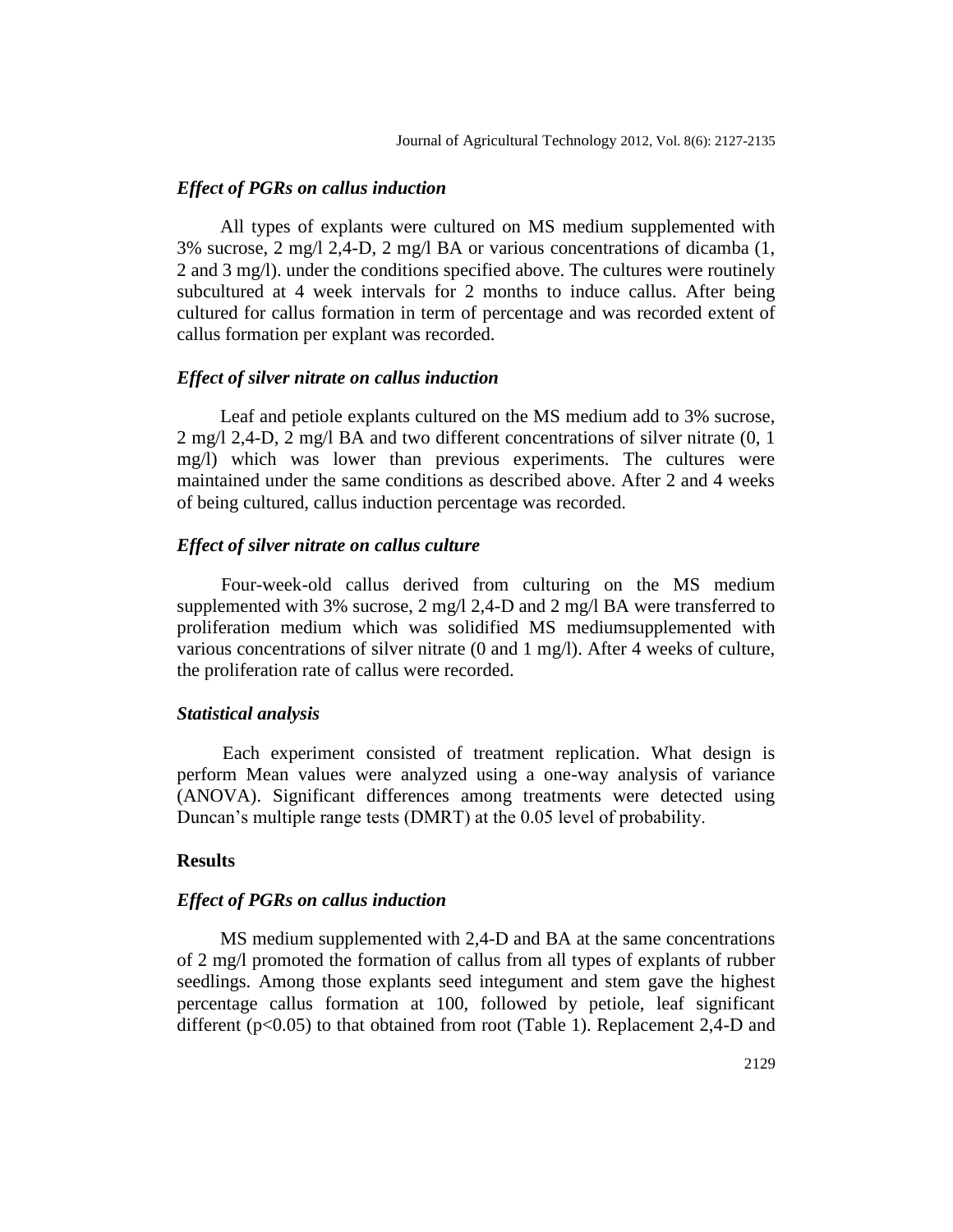### *Effect of PGRs on callus induction*

All types of explants were cultured on MS medium supplemented with 3% sucrose, 2 mg/l 2,4-D, 2 mg/l BA or various concentrations of dicamba (1, 2 and 3 mg/l). under the conditions specified above. The cultures were routinely subcultured at 4 week intervals for 2 months to induce callus. After being cultured for callus formation in term of percentage and was recorded extent of callus formation per explant was recorded.

### *Effect of silver nitrate on callus induction*

Leaf and petiole explants cultured on the MS medium add to 3% sucrose, 2 mg/l 2,4-D, 2 mg/l BA and two different concentrations of silver nitrate (0, 1 mg/l) which was lower than previous experiments. The cultures were maintained under the same conditions as described above. After 2 and 4 weeks of being cultured, callus induction percentage was recorded.

### *Effect of silver nitrate on callus culture*

Four-week-old callus derived from culturing on the MS medium supplemented with 3% sucrose, 2 mg/l 2,4-D and 2 mg/l BA were transferred to proliferation medium which was solidified MS mediumsupplemented with various concentrations of silver nitrate (0 and 1 mg/l). After 4 weeks of culture, the proliferation rate of callus were recorded.

### *Statistical analysis*

Each experiment consisted of treatment replication. What design is perform Mean values were analyzed using a one-way analysis of variance (ANOVA). Significant differences among treatments were detected using Duncan's multiple range tests (DMRT) at the 0.05 level of probability.

## Results

### *Effect of PGRs on callus induction*

MS medium supplemented with 2,4-D and BA at the same concentrations of 2 mg/l promoted the formation of callus from all types of explants of rubber seedlings. Among those explants seed integument and stem gave the highest percentage callus formation at 100, followed by petiole, leaf significant different ($p<0.05$) to that obtained from root (Table 1). Replacement 2,4-D and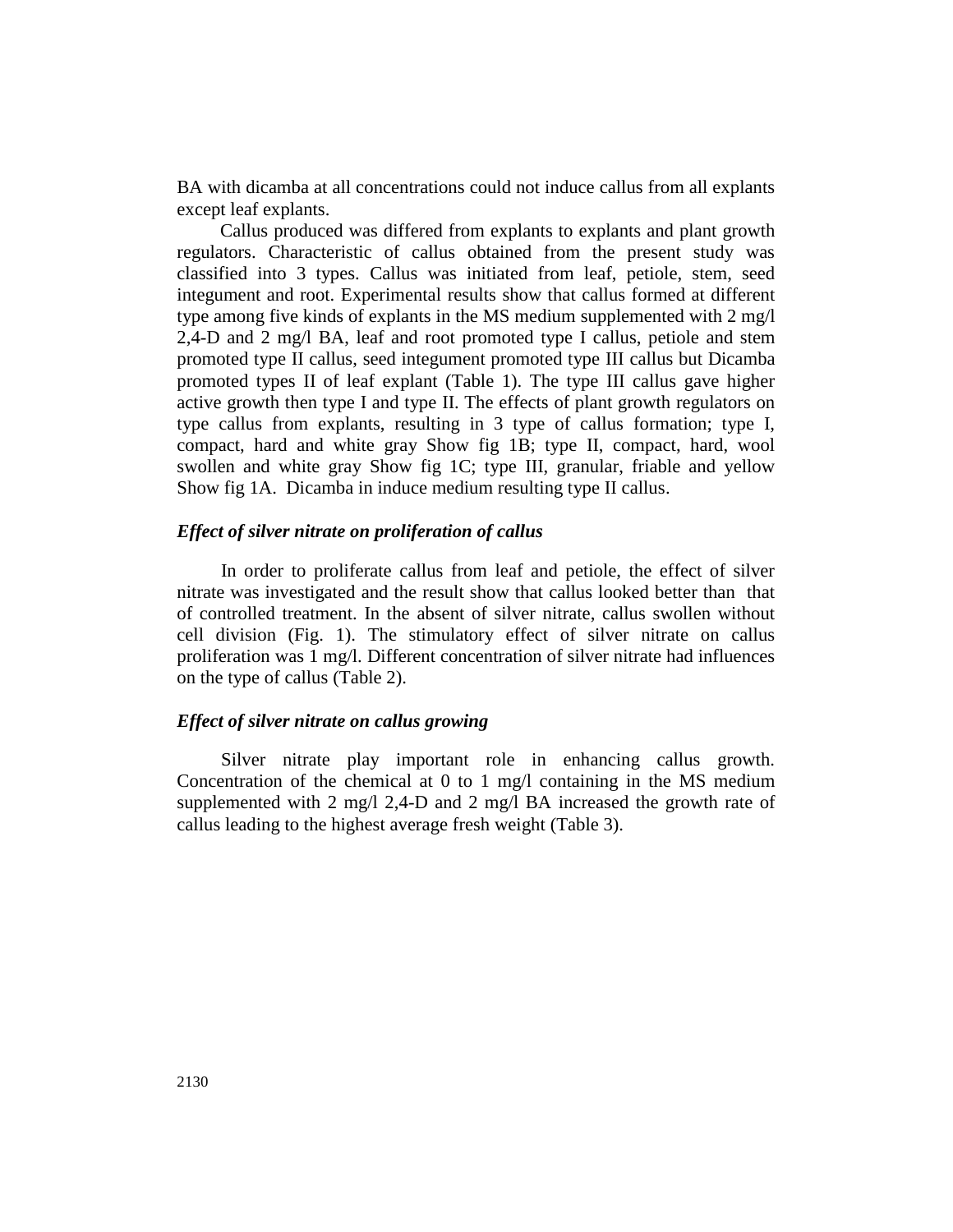BA with dicamba at all concentrations could not induce callus from all explants except leaf explants.

Callus produced was differed from explants to explants and plant growth regulators. Characteristic of callus obtained from the present study was classified into 3 types. Callus was initiated from leaf, petiole, stem, seed integument and root. Experimental results show that callus formed at different type among five kinds of explants in the MS medium supplemented with 2 mg/l 2,4-D and 2 mg/l BA, leaf and root promoted type I callus, petiole and stem promoted type II callus, seed integument promoted type III callus but Dicamba promoted types II of leaf explant (Table 1). The type III callus gave higher active growth then type I and type II. The effects of plant growth regulators on type callus from explants, resulting in 3 type of callus formation; type I, compact, hard and white gray Show fig 1B; type II, compact, hard, wool swollen and white gray Show fig 1C; type III, granular, friable and yellow Show fig 1A. Dicamba in induce medium resulting type II callus.

### *Effect of silver nitrate on proliferation of callus*

In order to proliferate callus from leaf and petiole, the effect of silver nitrate was investigated and the result show that callus looked better than that of controlled treatment. In the absent of silver nitrate, callus swollen without cell division (Fig. 1). The stimulatory effect of silver nitrate on callus proliferation was 1 mg/l. Different concentration of silver nitrate had influences on the type of callus (Table 2).

### *Effect of silver nitrate on callus growing*

Silver nitrate play important role in enhancing callus growth. Concentration of the chemical at 0 to 1 mg/l containing in the MS medium supplemented with 2 mg/l 2,4-D and 2 mg/l BA increased the growth rate of callus leading to the highest average fresh weight (Table 3).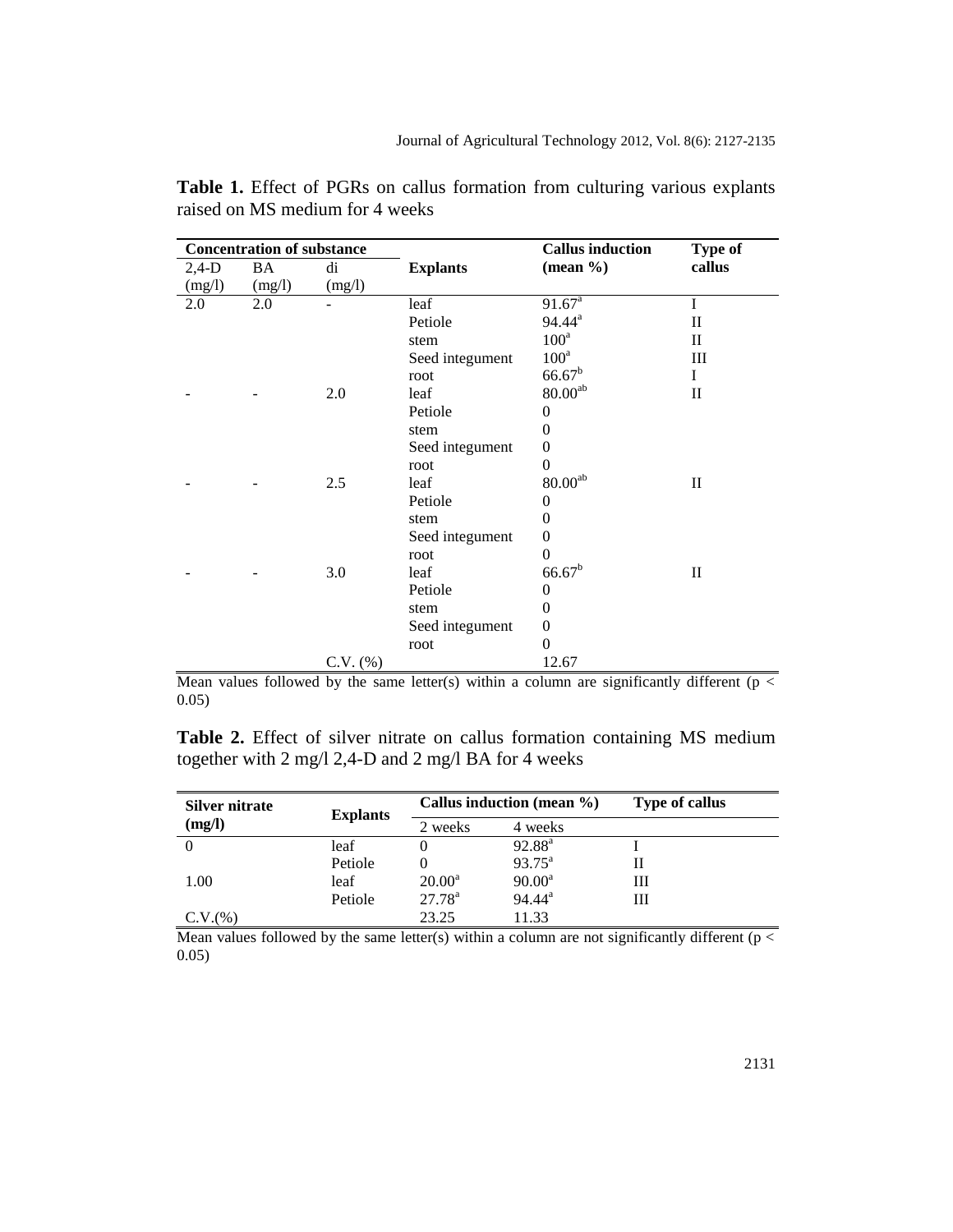**Table 1.** Effect of PGRs on callus formation from culturing various explants raised on MS medium for 4 weeks

| Concentration of substance | | | Explants | Callus induction (mean %) | Type of callus |
|---|---|---|---|---|---|
| 2,4-D (mg/l) | BA (mg/l) | di (mg/l) | | | |
| 2.0 | 2.0 | - | leaf | 91.67[a] | I |
| | | | Petiole | 94.44[a] | II |
| | | | stem | 100[a] | II |
| | | | Seed integument | 100[a] | III |
| | | | root | 66.67[b] | I |
| - | - | 2.0 | leaf | 80.00[ab] | II |
| | | | Petiole | 0 | |
| | | | stem | 0 | |
| | | | Seed integument | 0 | |
| | | | root | 0 | |
| - | - | 2.5 | leaf | 80.00[ab] | II |
| | | | Petiole | 0 | |
| | | | stem | 0 | |
| | | | Seed integument | 0 | |
| | | | root | 0 | |
| - | - | 3.0 | leaf | 66.67[b] | II |
| | | | Petiole | 0 | |
| | | | stem | 0 | |
| | | | Seed integument | 0 | |
| | | | root | 0 | |
| | | C.V. (%) | | 12.67 | |

Mean values followed by the same letter(s) within a column are significantly different ($p < 0.05$)

**Table 2.** Effect of silver nitrate on callus formation containing MS medium together with 2 mg/l 2,4-D and 2 mg/l BA for 4 weeks

| Silver nitrate (mg/l) | Explants | Callus induction (mean %) | | Type of callus |
|---|---|---|---|---|
| | | 2 weeks | 4 weeks | |
| 0 | leaf | 0 | 92.88[a] | I |
| | Petiole | 0 | 93.75[a] | II |
| 1.00 | leaf | 20.00[a] | 90.00[a] | III |
| | Petiole | 27.78[a] | 94.44[a] | III |
| C.V.(%) | | 23.25 | 11.33 | |

Mean values followed by the same letter(s) within a column are not significantly different ($p < 0.05$)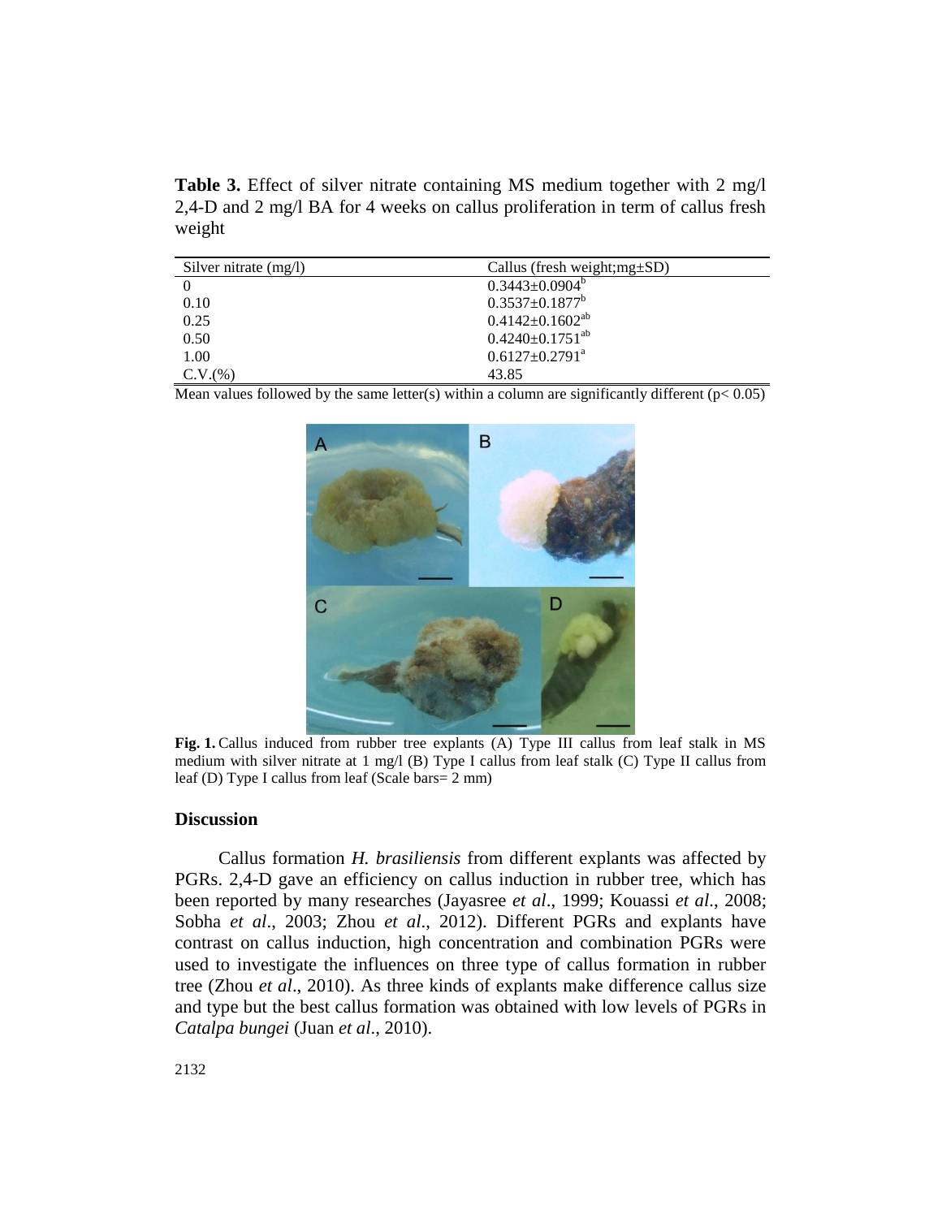**Table 3.** Effect of silver nitrate containing MS medium together with 2 mg/l 2,4-D and 2 mg/l BA for 4 weeks on callus proliferation in term of callus fresh weight

| Silver nitrate (mg/l) | Callus (fresh weight;mg±SD) |
|---|---|
| 0 | 0.3443±0.0904[b] |
| 0.10 | 0.3537±0.1877[b] |
| 0.25 | 0.4142±0.1602[ab] |
| 0.50 | 0.4240±0.1751[ab] |
| 1.00 | 0.6127±0.2791[a] |
| C.V.(%) | 43.85 |

Mean values followed by the same letter(s) within a column are significantly different ($p < 0.05$)

**Fig. 1.** Callus induced from rubber tree explants (A) Type III callus from leaf stalk in MS medium with silver nitrate at 1 mg/l (B) Type I callus from leaf stalk (C) Type II callus from leaf (D) Type I callus from leaf (Scale bars= 2 mm)

## Discussion

Callus formation *H. brasiliensis* from different explants was affected by PGRs. 2,4-D gave an efficiency on callus induction in rubber tree, which has been reported by many researches (Jayasree *et al*., 1999; Kouassi *et al*., 2008; Sobha *et al*., 2003; Zhou *et al*., 2012). Different PGRs and explants have contrast on callus induction, high concentration and combination PGRs were used to investigate the influences on three type of callus formation in rubber tree (Zhou *et al*., 2010). As three kinds of explants make difference callus size and type but the best callus formation was obtained with low levels of PGRs in *Catalpa bungei* (Juan *et al*., 2010).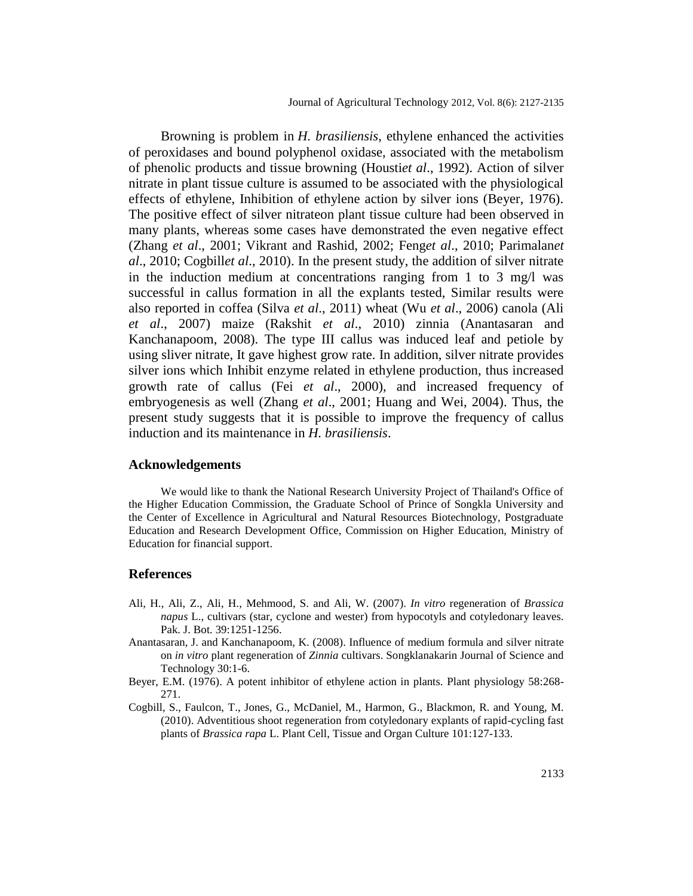Browning is problem in *H. brasiliensis*, ethylene enhanced the activities of peroxidases and bound polyphenol oxidase, associated with the metabolism of phenolic products and tissue browning (Housti*et al*., 1992). Action of silver nitrate in plant tissue culture is assumed to be associated with the physiological effects of ethylene, Inhibition of ethylene action by silver ions (Beyer, 1976). The positive effect of silver nitrateon plant tissue culture had been observed in many plants, whereas some cases have demonstrated the even negative effect (Zhang *et al*., 2001; Vikrant and Rashid, 2002; Feng*et al*., 2010; Parimalan*et al*., 2010; Cogbill*et al*., 2010). In the present study, the addition of silver nitrate in the induction medium at concentrations ranging from 1 to 3 mg/l was successful in callus formation in all the explants tested, Similar results were also reported in coffea (Silva *et al*., 2011) wheat (Wu *et al*., 2006) canola (Ali *et al*., 2007) maize (Rakshit *et al*., 2010) zinnia (Anantasaran and Kanchanapoom, 2008). The type III callus was induced leaf and petiole by using sliver nitrate, It gave highest grow rate. In addition, silver nitrate provides silver ions which Inhibit enzyme related in ethylene production, thus increased growth rate of callus (Fei *et al*., 2000), and increased frequency of embryogenesis as well (Zhang *et al*., 2001; Huang and Wei, 2004). Thus, the present study suggests that it is possible to improve the frequency of callus induction and its maintenance in *H. brasiliensis*.

## Acknowledgements

We would like to thank the National Research University Project of Thailand's Office of the Higher Education Commission, the Graduate School of Prince of Songkla University and the Center of Excellence in Agricultural and Natural Resources Biotechnology, Postgraduate Education and Research Development Office, Commission on Higher Education, Ministry of Education for financial support.

## References

Ali, H., Ali, Z., Ali, H., Mehmood, S. and Ali, W. (2007). *In vitro* regeneration of *Brassica napus* L., cultivars (star, cyclone and wester) from hypocotyls and cotyledonary leaves. Pak. J. Bot. 39:1251-1256.

Anantasaran, J. and Kanchanapoom, K. (2008). Influence of medium formula and silver nitrate on *in vitro* plant regeneration of *Zinnia* cultivars. Songklanakarin Journal of Science and Technology 30:1-6.

Beyer, E.M. (1976). A potent inhibitor of ethylene action in plants. Plant physiology 58:268-271.

Cogbill, S., Faulcon, T., Jones, G., McDaniel, M., Harmon, G., Blackmon, R. and Young, M. (2010). Adventitious shoot regeneration from cotyledonary explants of rapid-cycling fast plants of *Brassica rapa* L. Plant Cell, Tissue and Organ Culture 101:127-133.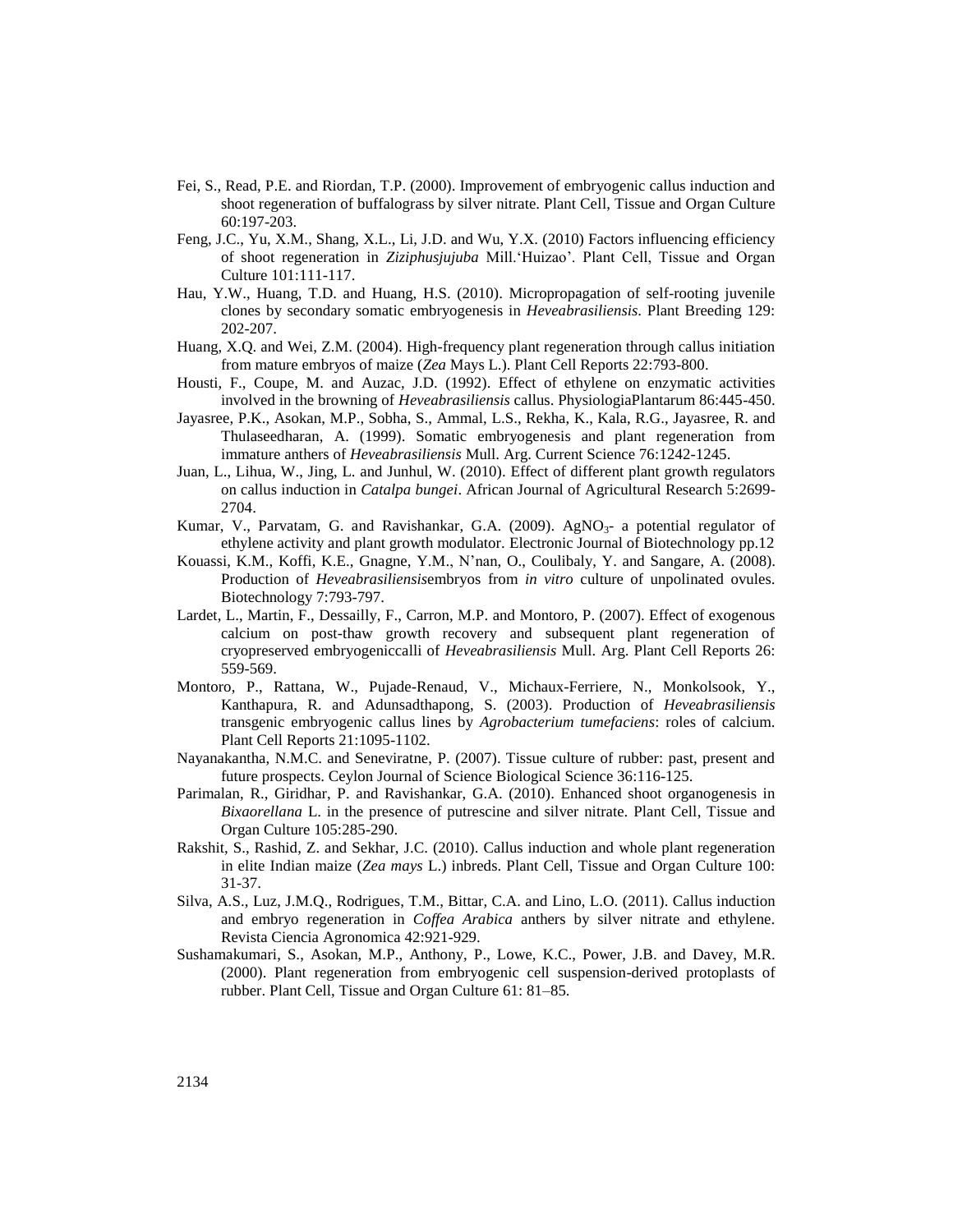Fei, S., Read, P.E. and Riordan, T.P. (2000). Improvement of embryogenic callus induction and shoot regeneration of buffalograss by silver nitrate. Plant Cell, Tissue and Organ Culture 60:197-203.

Feng, J.C., Yu, X.M., Shang, X.L., Li, J.D. and Wu, Y.X. (2010) Factors influencing efficiency of shoot regeneration in *Ziziphusjujuba* Mill.'Huizao'. Plant Cell, Tissue and Organ Culture 101:111-117.

Hau, Y.W., Huang, T.D. and Huang, H.S. (2010). Micropropagation of self-rooting juvenile clones by secondary somatic embryogenesis in *Heveabrasiliensis*. Plant Breeding 129: 202-207.

Huang, X.Q. and Wei, Z.M. (2004). High-frequency plant regeneration through callus initiation from mature embryos of maize (*Zea* Mays L.). Plant Cell Reports 22:793-800.

Housti, F., Coupe, M. and Auzac, J.D. (1992). Effect of ethylene on enzymatic activities involved in the browning of *Heveabrasiliensis* callus. PhysiologiaPlantarum 86:445-450.

Jayasree, P.K., Asokan, M.P., Sobha, S., Ammal, L.S., Rekha, K., Kala, R.G., Jayasree, R. and Thulaseedharan, A. (1999). Somatic embryogenesis and plant regeneration from immature anthers of *Heveabrasiliensis* Mull. Arg. Current Science 76:1242-1245.

Juan, L., Lihua, W., Jing, L. and Junhul, W. (2010). Effect of different plant growth regulators on callus induction in *Catalpa bungei*. African Journal of Agricultural Research 5:2699-2704.

Kumar, V., Parvatam, G. and Ravishankar, G.A. (2009). $AgNO_3$- a potential regulator of ethylene activity and plant growth modulator. Electronic Journal of Biotechnology pp.12

Kouassi, K.M., Koffi, K.E., Gnagne, Y.M., N'nan, O., Coulibaly, Y. and Sangare, A. (2008). Production of *Heveabrasiliensis*embryos from *in vitro* culture of unpolinated ovules. Biotechnology 7:793-797.

Lardet, L., Martin, F., Dessailly, F., Carron, M.P. and Montoro, P. (2007). Effect of exogenous calcium on post-thaw growth recovery and subsequent plant regeneration of cryopreserved embryogeniccalli of *Heveabrasiliensis* Mull. Arg. Plant Cell Reports 26: 559-569.

Montoro, P., Rattana, W., Pujade-Renaud, V., Michaux-Ferriere, N., Monkolsook, Y., Kanthapura, R. and Adunsadthapong, S. (2003). Production of *Heveabrasiliensis* transgenic embryogenic callus lines by *Agrobacterium tumefaciens*: roles of calcium. Plant Cell Reports 21:1095-1102.

Nayanakantha, N.M.C. and Seneviratne, P. (2007). Tissue culture of rubber: past, present and future prospects. Ceylon Journal of Science Biological Science 36:116-125.

Parimalan, R., Giridhar, P. and Ravishankar, G.A. (2010). Enhanced shoot organogenesis in *Bixaorellana* L. in the presence of putrescine and silver nitrate. Plant Cell, Tissue and Organ Culture 105:285-290.

Rakshit, S., Rashid, Z. and Sekhar, J.C. (2010). Callus induction and whole plant regeneration in elite Indian maize (*Zea mays* L.) inbreds. Plant Cell, Tissue and Organ Culture 100: 31-37.

Silva, A.S., Luz, J.M.Q., Rodrigues, T.M., Bittar, C.A. and Lino, L.O. (2011). Callus induction and embryo regeneration in *Coffea Arabica* anthers by silver nitrate and ethylene. Revista Ciencia Agronomica 42:921-929.

Sushamakumari, S., Asokan, M.P., Anthony, P., Lowe, K.C., Power, J.B. and Davey, M.R. (2000). Plant regeneration from embryogenic cell suspension-derived protoplasts of rubber. Plant Cell, Tissue and Organ Culture 61: 81–85.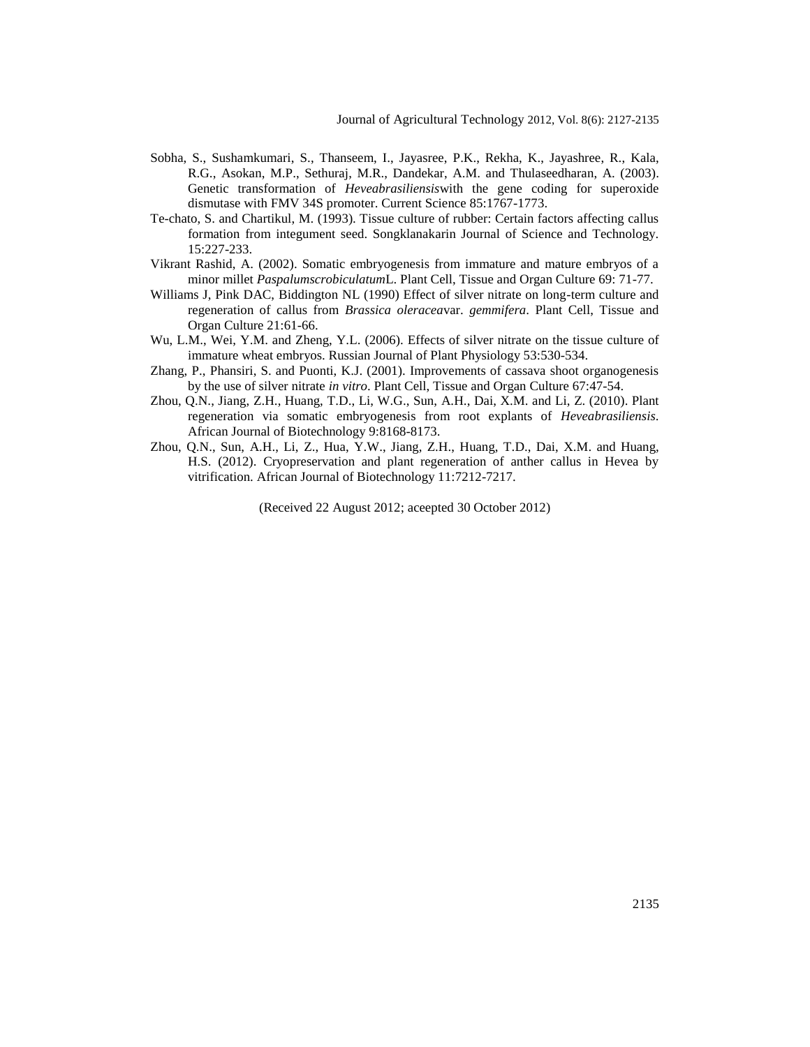Sobha, S., Sushamkumari, S., Thanseem, I., Jayasree, P.K., Rekha, K., Jayashree, R., Kala, R.G., Asokan, M.P., Sethuraj, M.R., Dandekar, A.M. and Thulaseedharan, A. (2003). Genetic transformation of *Heveabrasiliensis*with the gene coding for superoxide dismutase with FMV 34S promoter. Current Science 85:1767-1773.

Te-chato, S. and Chartikul, M. (1993). Tissue culture of rubber: Certain factors affecting callus formation from integument seed. Songklanakarin Journal of Science and Technology. 15:227-233.

Vikrant Rashid, A. (2002). Somatic embryogenesis from immature and mature embryos of a minor millet *Paspalumscrobiculatum*L. Plant Cell, Tissue and Organ Culture 69: 71-77.

Williams J, Pink DAC, Biddington NL (1990) Effect of silver nitrate on long-term culture and regeneration of callus from *Brassica oleracea*var. *gemmifera*. Plant Cell, Tissue and Organ Culture 21:61-66.

Wu, L.M., Wei, Y.M. and Zheng, Y.L. (2006). Effects of silver nitrate on the tissue culture of immature wheat embryos. Russian Journal of Plant Physiology 53:530-534.

Zhang, P., Phansiri, S. and Puonti, K.J. (2001). Improvements of cassava shoot organogenesis by the use of silver nitrate *in vitro*. Plant Cell, Tissue and Organ Culture 67:47-54.

Zhou, Q.N., Jiang, Z.H., Huang, T.D., Li, W.G., Sun, A.H., Dai, X.M. and Li, Z. (2010). Plant regeneration via somatic embryogenesis from root explants of *Heveabrasiliensis*. African Journal of Biotechnology 9:8168-8173.

Zhou, Q.N., Sun, A.H., Li, Z., Hua, Y.W., Jiang, Z.H., Huang, T.D., Dai, X.M. and Huang, H.S. (2012). Cryopreservation and plant regeneration of anther callus in Hevea by vitrification. African Journal of Biotechnology 11:7212-7217.

(Received 22 August 2012; aceepted 30 October 2012)